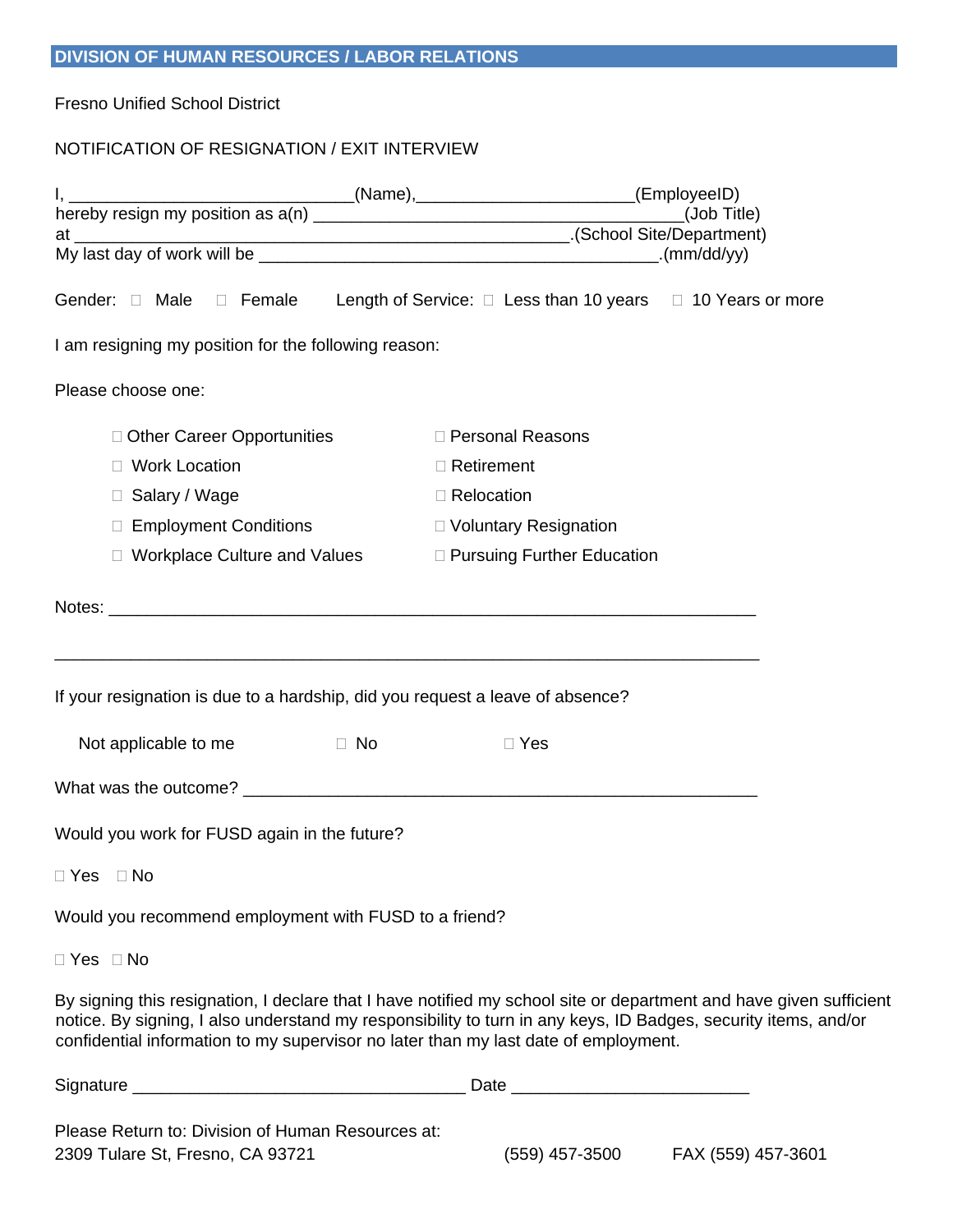**DIVISION OF HUMAN RESOURCES / LABOR RELATIONS**

Fresno Unified School District

NOTIFICATION OF RESIGNATION / EXIT INTERVIEW

I, ______________________________(Name),______________________(EmployeeID)
hereby resign my position as a(n) ________________________________________(Job Title)
at ____________________________________________________.(School Site/Department)
My last day of work will be ___________________________________________.(mm/dd/yy)

Gender: ☐ Male ☐ Female Length of Service: ☐ Less than 10 years ☐ 10 Years or more

I am resigning my position for the following reason:

Please choose one:

- ☐ Other Career Opportunities
- ☐ Work Location
- ☐ Salary / Wage
- ☐ Employment Conditions
- ☐ Workplace Culture and Values
- ☐ Personal Reasons
- ☐ Retirement
- ☐ Relocation
- ☐ Voluntary Resignation
- ☐ Pursuing Further Education

Notes: ______________________________________________________________________

___________________________________________________________________________

If your resignation is due to a hardship, did you request a leave of absence?

Not applicable to me ☐ No ☐ Yes

What was the outcome? _______________________________________________________

Would you work for FUSD again in the future?

☐ Yes ☐ No

Would you recommend employment with FUSD to a friend?

☐ Yes ☐ No

By signing this resignation, I declare that I have notified my school site or department and have given sufficient notice. By signing, I also understand my responsibility to turn in any keys, ID Badges, security items, and/or confidential information to my supervisor no later than my last date of employment.

Signature ____________________________________ Date _________________________

Please Return to: Division of Human Resources at:
2309 Tulare St, Fresno, CA 93721 (559) 457-3500 FAX (559) 457-3601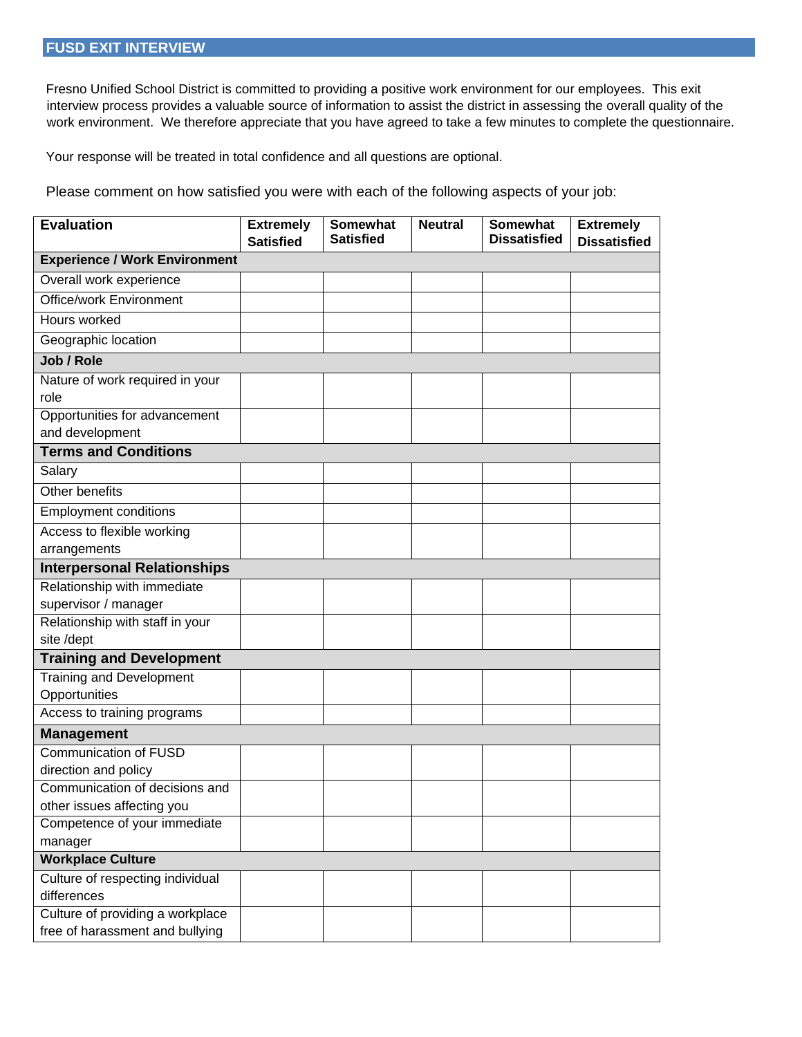## FUSD EXIT INTERVIEW

Fresno Unified School District is committed to providing a positive work environment for our employees. This exit interview process provides a valuable source of information to assist the district in assessing the overall quality of the work environment. We therefore appreciate that you have agreed to take a few minutes to complete the questionnaire.

Your response will be treated in total confidence and all questions are optional.

Please comment on how satisfied you were with each of the following aspects of your job:

| Evaluation | Extremely Satisfied | Somewhat Satisfied | Neutral | Somewhat Dissatisfied | Extremely Dissatisfied |
|---|---|---|---|---|---|
| **Experience / Work Environment** | | | | | |
| Overall work experience | | | | | |
| Office/work Environment | | | | | |
| Hours worked | | | | | |
| Geographic location | | | | | |
| **Job / Role** | | | | | |
| Nature of work required in your role | | | | | |
| Opportunities for advancement and development | | | | | |
| **Terms and Conditions** | | | | | |
| Salary | | | | | |
| Other benefits | | | | | |
| Employment conditions | | | | | |
| Access to flexible working arrangements | | | | | |
| **Interpersonal Relationships** | | | | | |
| Relationship with immediate supervisor / manager | | | | | |
| Relationship with staff in your site /dept | | | | | |
| **Training and Development** | | | | | |
| Training and Development Opportunities | | | | | |
| Access to training programs | | | | | |
| **Management** | | | | | |
| Communication of FUSD direction and policy | | | | | |
| Communication of decisions and other issues affecting you | | | | | |
| Competence of your immediate manager | | | | | |
| **Workplace Culture** | | | | | |
| Culture of respecting individual differences | | | | | |
| Culture of providing a workplace free of harassment and bullying | | | | | |